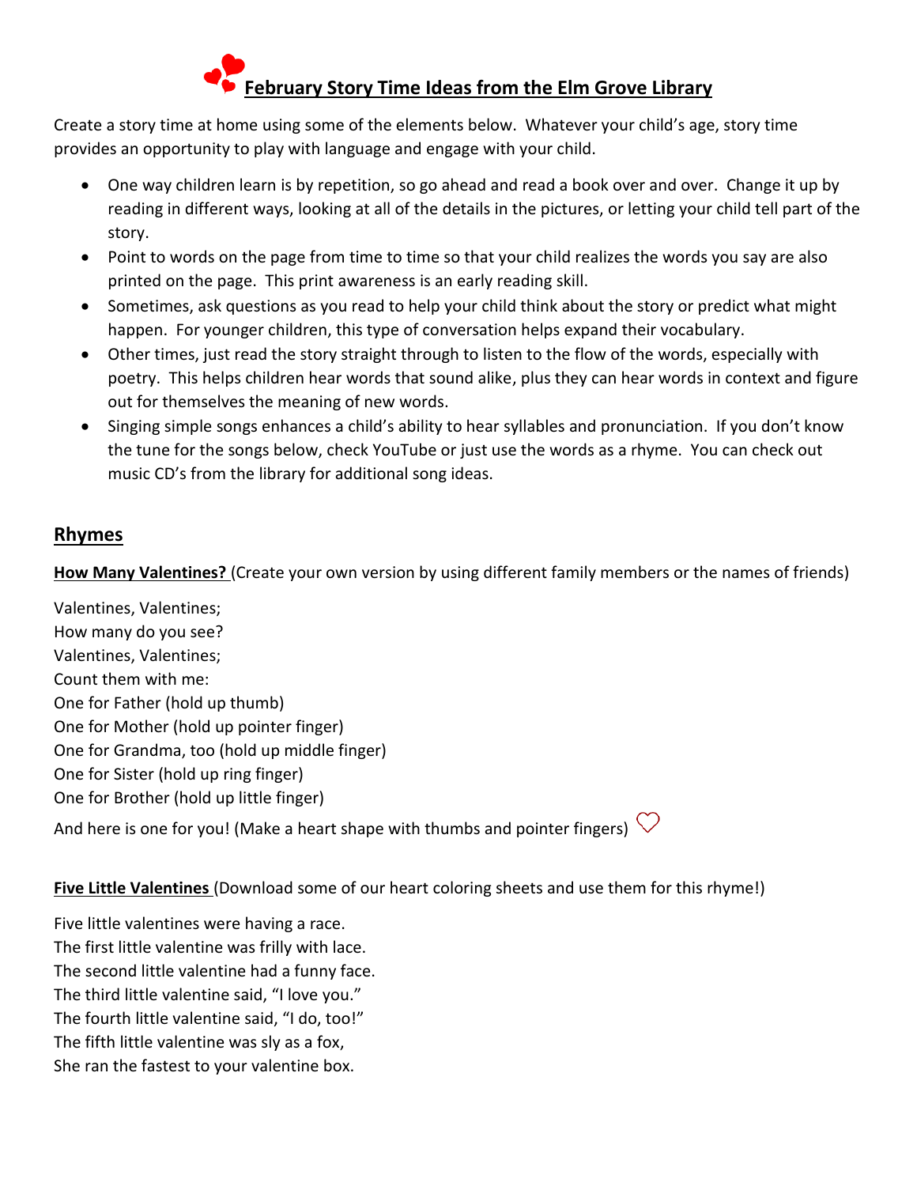# February Story Time Ideas from the Elm Grove Library

Create a story time at home using some of the elements below. Whatever your child's age, story time provides an opportunity to play with language and engage with your child.

- One way children learn is by repetition, so go ahead and read a book over and over. Change it up by reading in different ways, looking at all of the details in the pictures, or letting your child tell part of the story.
- Point to words on the page from time to time so that your child realizes the words you say are also printed on the page. This print awareness is an early reading skill.
- Sometimes, ask questions as you read to help your child think about the story or predict what might happen. For younger children, this type of conversation helps expand their vocabulary.
- Other times, just read the story straight through to listen to the flow of the words, especially with poetry. This helps children hear words that sound alike, plus they can hear words in context and figure out for themselves the meaning of new words.
- Singing simple songs enhances a child's ability to hear syllables and pronunciation. If you don't know the tune for the songs below, check YouTube or just use the words as a rhyme. You can check out music CD's from the library for additional song ideas.

## Rhymes

**How Many Valentines?** (Create your own version by using different family members or the names of friends)

Valentines, Valentines;
How many do you see?
Valentines, Valentines;
Count them with me:
One for Father (hold up thumb)
One for Mother (hold up pointer finger)
One for Grandma, too (hold up middle finger)
One for Sister (hold up ring finger)
One for Brother (hold up little finger)
And here is one for you! (Make a heart shape with thumbs and pointer fingers)

**Five Little Valentines** (Download some of our heart coloring sheets and use them for this rhyme!)

Five little valentines were having a race.
The first little valentine was frilly with lace.
The second little valentine had a funny face.
The third little valentine said, "I love you."
The fourth little valentine said, "I do, too!"
The fifth little valentine was sly as a fox,
She ran the fastest to your valentine box.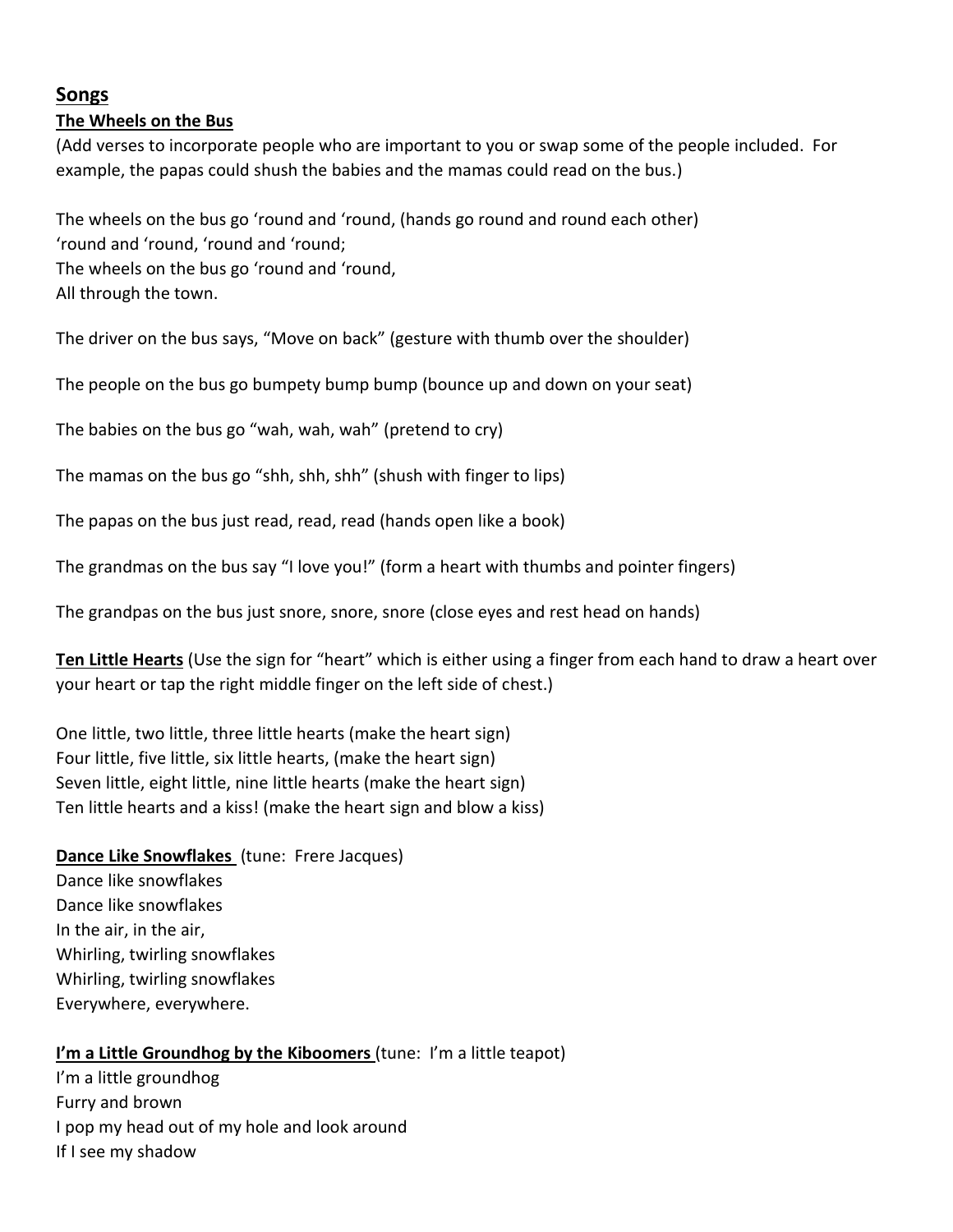## Songs

### The Wheels on the Bus

(Add verses to incorporate people who are important to you or swap some of the people included. For example, the papas could shush the babies and the mamas could read on the bus.)

The wheels on the bus go 'round and 'round, (hands go round and round each other)
'round and 'round, 'round and 'round;
The wheels on the bus go 'round and 'round,
All through the town.

The driver on the bus says, "Move on back" (gesture with thumb over the shoulder)

The people on the bus go bumpety bump bump (bounce up and down on your seat)

The babies on the bus go "wah, wah, wah" (pretend to cry)

The mamas on the bus go "shh, shh, shh" (shush with finger to lips)

The papas on the bus just read, read, read (hands open like a book)

The grandmas on the bus say "I love you!" (form a heart with thumbs and pointer fingers)

The grandpas on the bus just snore, snore, snore (close eyes and rest head on hands)

**Ten Little Hearts** (Use the sign for "heart" which is either using a finger from each hand to draw a heart over your heart or tap the right middle finger on the left side of chest.)

One little, two little, three little hearts (make the heart sign)
Four little, five little, six little hearts, (make the heart sign)
Seven little, eight little, nine little hearts (make the heart sign)
Ten little hearts and a kiss! (make the heart sign and blow a kiss)

**Dance Like Snowflakes** (tune: Frere Jacques)
Dance like snowflakes
Dance like snowflakes
In the air, in the air,
Whirling, twirling snowflakes
Whirling, twirling snowflakes
Everywhere, everywhere.

**I'm a Little Groundhog by the Kiboomers** (tune: I'm a little teapot)
I'm a little groundhog
Furry and brown
I pop my head out of my hole and look around
If I see my shadow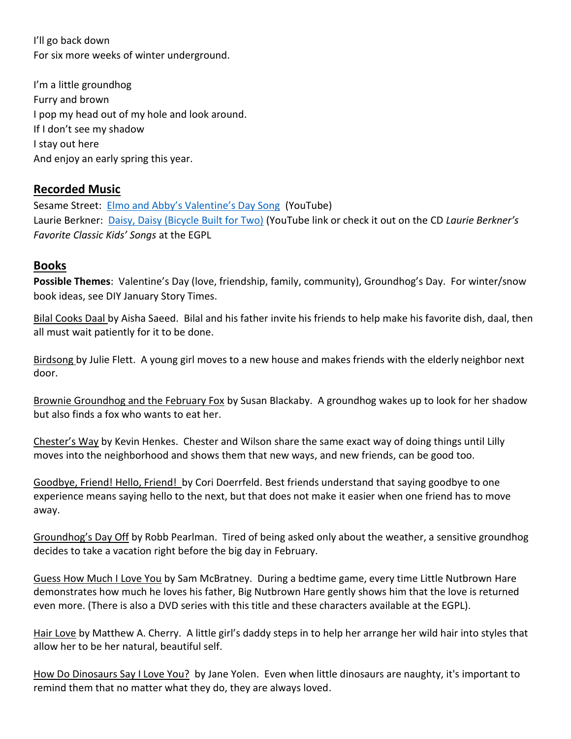I'll go back down
For six more weeks of winter underground.

I'm a little groundhog
Furry and brown
I pop my head out of my hole and look around.
If I don't see my shadow
I stay out here
And enjoy an early spring this year.

## Recorded Music

Sesame Street: Elmo and Abby's Valentine's Day Song (YouTube)
Laurie Berkner: Daisy, Daisy (Bicycle Built for Two) (YouTube link or check it out on the CD *Laurie Berkner's Favorite Classic Kids' Songs* at the EGPL

## Books

**Possible Themes**: Valentine's Day (love, friendship, family, community), Groundhog's Day. For winter/snow book ideas, see DIY January Story Times.

Bilal Cooks Daal by Aisha Saeed. Bilal and his father invite his friends to help make his favorite dish, daal, then all must wait patiently for it to be done.

Birdsong by Julie Flett. A young girl moves to a new house and makes friends with the elderly neighbor next door.

Brownie Groundhog and the February Fox by Susan Blackaby. A groundhog wakes up to look for her shadow but also finds a fox who wants to eat her.

Chester's Way by Kevin Henkes. Chester and Wilson share the same exact way of doing things until Lilly moves into the neighborhood and shows them that new ways, and new friends, can be good too.

Goodbye, Friend! Hello, Friend! by Cori Doerrfeld. Best friends understand that saying goodbye to one experience means saying hello to the next, but that does not make it easier when one friend has to move away.

Groundhog's Day Off by Robb Pearlman. Tired of being asked only about the weather, a sensitive groundhog decides to take a vacation right before the big day in February.

Guess How Much I Love You by Sam McBratney. During a bedtime game, every time Little Nutbrown Hare demonstrates how much he loves his father, Big Nutbrown Hare gently shows him that the love is returned even more. (There is also a DVD series with this title and these characters available at the EGPL).

Hair Love by Matthew A. Cherry. A little girl's daddy steps in to help her arrange her wild hair into styles that allow her to be her natural, beautiful self.

How Do Dinosaurs Say I Love You? by Jane Yolen. Even when little dinosaurs are naughty, it's important to remind them that no matter what they do, they are always loved.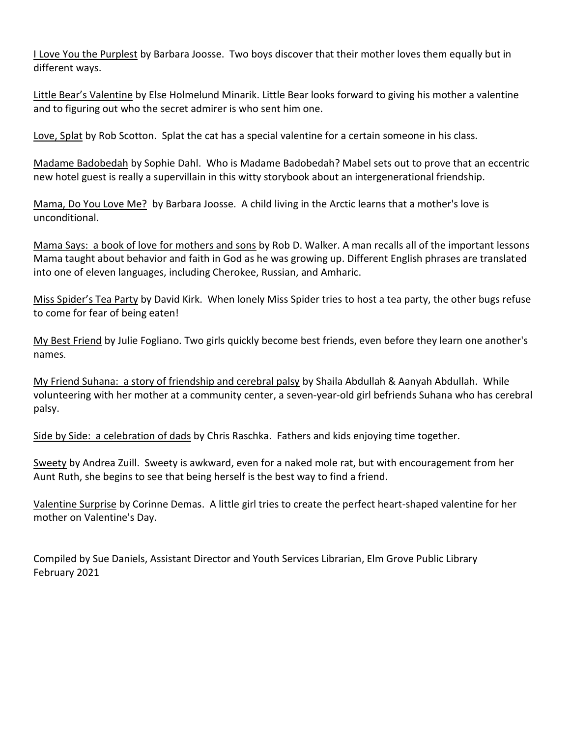<u>I Love You the Purplest</u> by Barbara Joosse. Two boys discover that their mother loves them equally but in different ways.

<u>Little Bear's Valentine</u> by Else Holmelund Minarik. Little Bear looks forward to giving his mother a valentine and to figuring out who the secret admirer is who sent him one.

<u>Love, Splat</u> by Rob Scotton. Splat the cat has a special valentine for a certain someone in his class.

<u>Madame Badobedah</u> by Sophie Dahl. Who is Madame Badobedah? Mabel sets out to prove that an eccentric new hotel guest is really a supervillain in this witty storybook about an intergenerational friendship.

<u>Mama, Do You Love Me?</u> by Barbara Joosse. A child living in the Arctic learns that a mother's love is unconditional.

<u>Mama Says: a book of love for mothers and sons</u> by Rob D. Walker. A man recalls all of the important lessons Mama taught about behavior and faith in God as he was growing up. Different English phrases are translated into one of eleven languages, including Cherokee, Russian, and Amharic.

<u>Miss Spider's Tea Party</u> by David Kirk. When lonely Miss Spider tries to host a tea party, the other bugs refuse to come for fear of being eaten!

<u>My Best Friend</u> by Julie Fogliano. Two girls quickly become best friends, even before they learn one another's names.

<u>My Friend Suhana: a story of friendship and cerebral palsy</u> by Shaila Abdullah & Aanyah Abdullah. While volunteering with her mother at a community center, a seven-year-old girl befriends Suhana who has cerebral palsy.

<u>Side by Side: a celebration of dads</u> by Chris Raschka. Fathers and kids enjoying time together.

<u>Sweety</u> by Andrea Zuill. Sweety is awkward, even for a naked mole rat, but with encouragement from her Aunt Ruth, she begins to see that being herself is the best way to find a friend.

<u>Valentine Surprise</u> by Corinne Demas. A little girl tries to create the perfect heart-shaped valentine for her mother on Valentine's Day.

Compiled by Sue Daniels, Assistant Director and Youth Services Librarian, Elm Grove Public Library
February 2021